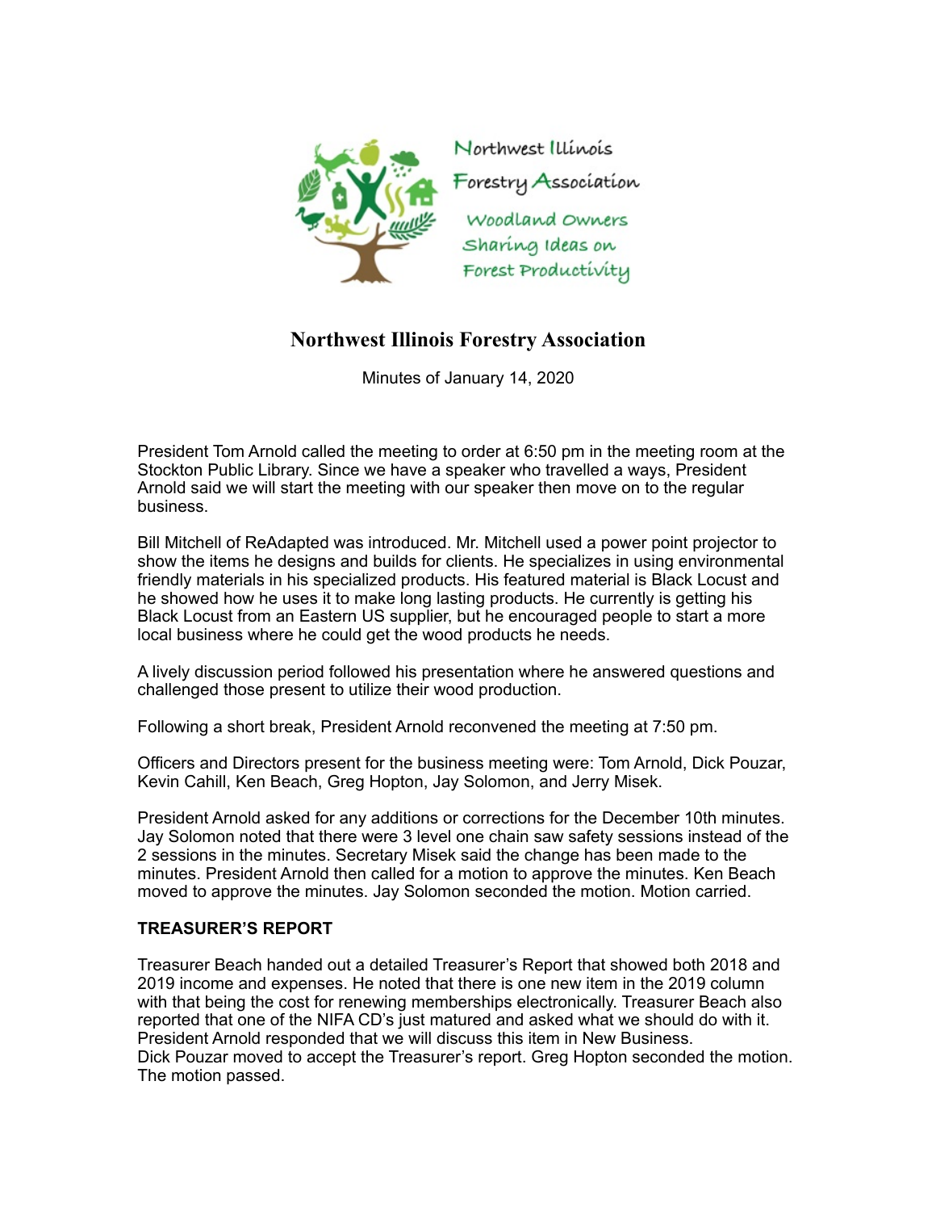Northwest Illinois Forestry Association

Woodland Owners Sharing Ideas on Forest Productivity

# Northwest Illinois Forestry Association

Minutes of January 14, 2020

President Tom Arnold called the meeting to order at 6:50 pm in the meeting room at the Stockton Public Library. Since we have a speaker who travelled a ways, President Arnold said we will start the meeting with our speaker then move on to the regular business.

Bill Mitchell of ReAdapted was introduced. Mr. Mitchell used a power point projector to show the items he designs and builds for clients. He specializes in using environmental friendly materials in his specialized products. His featured material is Black Locust and he showed how he uses it to make long lasting products. He currently is getting his Black Locust from an Eastern US supplier, but he encouraged people to start a more local business where he could get the wood products he needs.

A lively discussion period followed his presentation where he answered questions and challenged those present to utilize their wood production.

Following a short break, President Arnold reconvened the meeting at 7:50 pm.

Officers and Directors present for the business meeting were: Tom Arnold, Dick Pouzar, Kevin Cahill, Ken Beach, Greg Hopton, Jay Solomon, and Jerry Misek.

President Arnold asked for any additions or corrections for the December 10th minutes. Jay Solomon noted that there were 3 level one chain saw safety sessions instead of the 2 sessions in the minutes. Secretary Misek said the change has been made to the minutes. President Arnold then called for a motion to approve the minutes. Ken Beach moved to approve the minutes. Jay Solomon seconded the motion. Motion carried.

**TREASURER'S REPORT**

Treasurer Beach handed out a detailed Treasurer's Report that showed both 2018 and 2019 income and expenses. He noted that there is one new item in the 2019 column with that being the cost for renewing memberships electronically. Treasurer Beach also reported that one of the NIFA CD's just matured and asked what we should do with it. President Arnold responded that we will discuss this item in New Business.
Dick Pouzar moved to accept the Treasurer's report. Greg Hopton seconded the motion. The motion passed.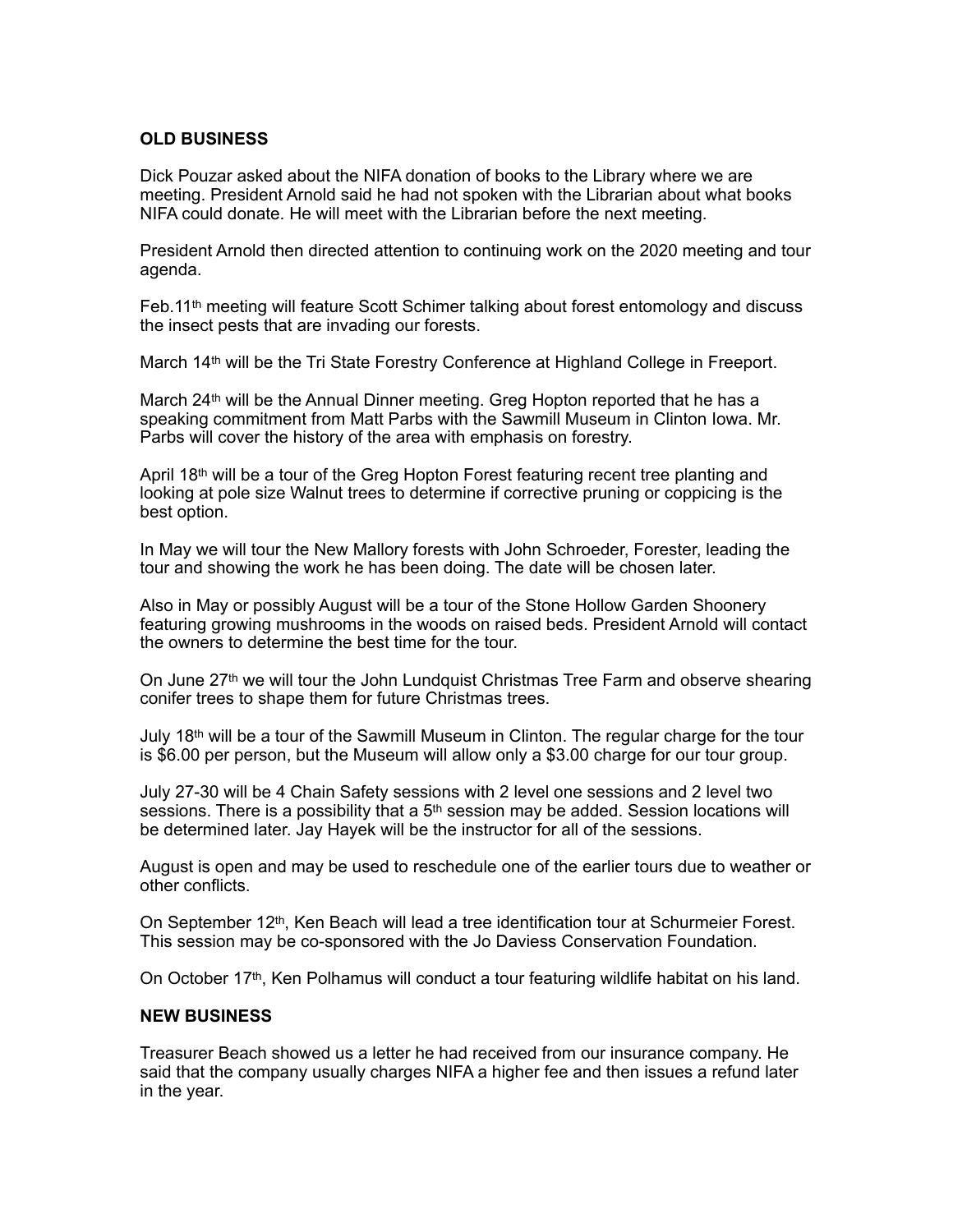**OLD BUSINESS**

Dick Pouzar asked about the NIFA donation of books to the Library where we are meeting. President Arnold said he had not spoken with the Librarian about what books NIFA could donate. He will meet with the Librarian before the next meeting.

President Arnold then directed attention to continuing work on the 2020 meeting and tour agenda.

Feb.11th meeting will feature Scott Schimer talking about forest entomology and discuss the insect pests that are invading our forests.

March 14th will be the Tri State Forestry Conference at Highland College in Freeport.

March 24th will be the Annual Dinner meeting. Greg Hopton reported that he has a speaking commitment from Matt Parbs with the Sawmill Museum in Clinton Iowa. Mr. Parbs will cover the history of the area with emphasis on forestry.

April 18th will be a tour of the Greg Hopton Forest featuring recent tree planting and looking at pole size Walnut trees to determine if corrective pruning or coppicing is the best option.

In May we will tour the New Mallory forests with John Schroeder, Forester, leading the tour and showing the work he has been doing. The date will be chosen later.

Also in May or possibly August will be a tour of the Stone Hollow Garden Shoonery featuring growing mushrooms in the woods on raised beds. President Arnold will contact the owners to determine the best time for the tour.

On June 27th we will tour the John Lundquist Christmas Tree Farm and observe shearing conifer trees to shape them for future Christmas trees.

July 18th will be a tour of the Sawmill Museum in Clinton. The regular charge for the tour is $6.00 per person, but the Museum will allow only a $3.00 charge for our tour group.

July 27-30 will be 4 Chain Safety sessions with 2 level one sessions and 2 level two sessions. There is a possibility that a 5th session may be added. Session locations will be determined later. Jay Hayek will be the instructor for all of the sessions.

August is open and may be used to reschedule one of the earlier tours due to weather or other conflicts.

On September 12th, Ken Beach will lead a tree identification tour at Schurmeier Forest. This session may be co-sponsored with the Jo Daviess Conservation Foundation.

On October 17th, Ken Polhamus will conduct a tour featuring wildlife habitat on his land.

**NEW BUSINESS**

Treasurer Beach showed us a letter he had received from our insurance company. He said that the company usually charges NIFA a higher fee and then issues a refund later in the year.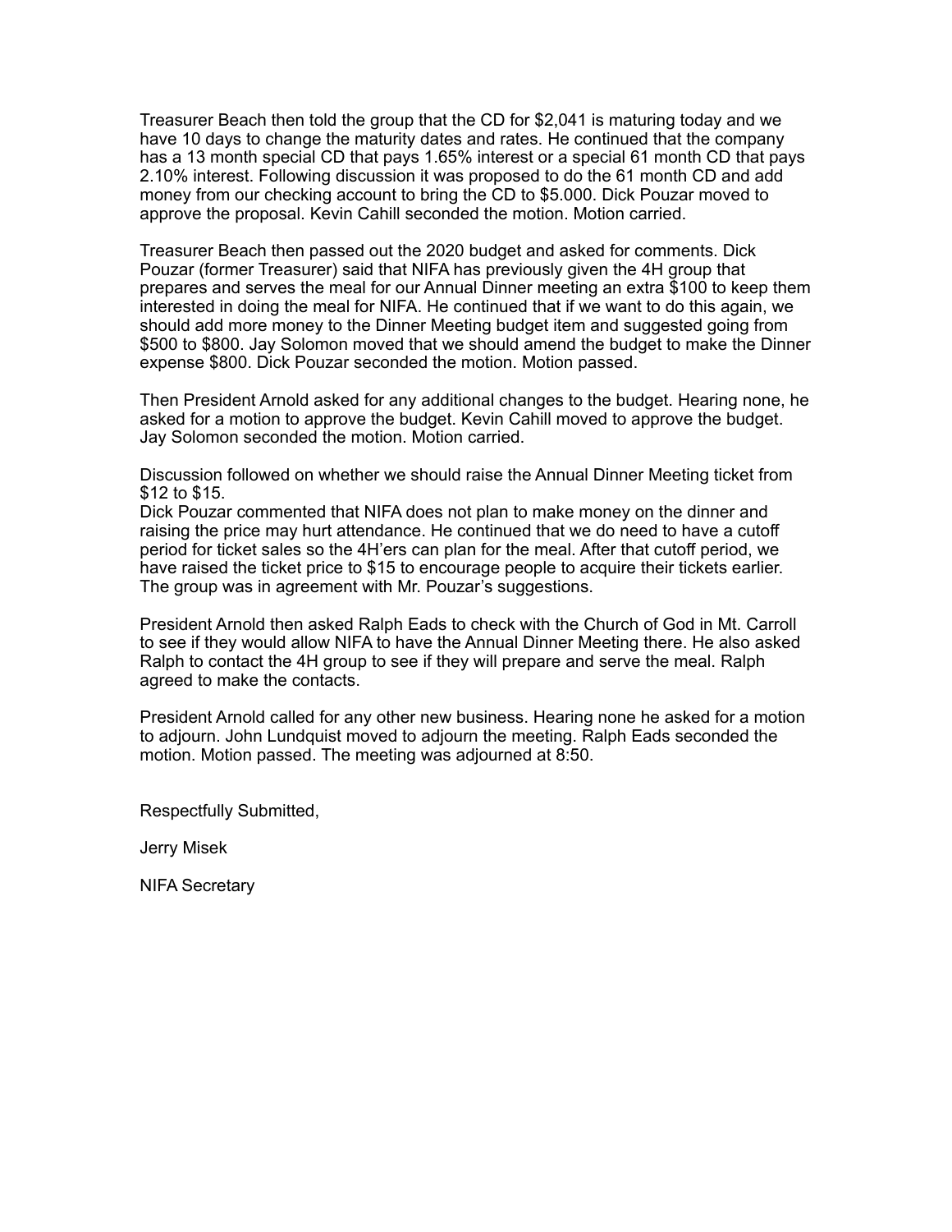Treasurer Beach then told the group that the CD for $2,041 is maturing today and we have 10 days to change the maturity dates and rates. He continued that the company has a 13 month special CD that pays 1.65% interest or a special 61 month CD that pays 2.10% interest. Following discussion it was proposed to do the 61 month CD and add money from our checking account to bring the CD to $5.000. Dick Pouzar moved to approve the proposal. Kevin Cahill seconded the motion. Motion carried.

Treasurer Beach then passed out the 2020 budget and asked for comments. Dick Pouzar (former Treasurer) said that NIFA has previously given the 4H group that prepares and serves the meal for our Annual Dinner meeting an extra $100 to keep them interested in doing the meal for NIFA. He continued that if we want to do this again, we should add more money to the Dinner Meeting budget item and suggested going from $500 to $800. Jay Solomon moved that we should amend the budget to make the Dinner expense $800. Dick Pouzar seconded the motion. Motion passed.

Then President Arnold asked for any additional changes to the budget. Hearing none, he asked for a motion to approve the budget. Kevin Cahill moved to approve the budget. Jay Solomon seconded the motion. Motion carried.

Discussion followed on whether we should raise the Annual Dinner Meeting ticket from $12 to $15.
Dick Pouzar commented that NIFA does not plan to make money on the dinner and raising the price may hurt attendance. He continued that we do need to have a cutoff period for ticket sales so the 4H'ers can plan for the meal. After that cutoff period, we have raised the ticket price to $15 to encourage people to acquire their tickets earlier. The group was in agreement with Mr. Pouzar's suggestions.

President Arnold then asked Ralph Eads to check with the Church of God in Mt. Carroll to see if they would allow NIFA to have the Annual Dinner Meeting there. He also asked Ralph to contact the 4H group to see if they will prepare and serve the meal. Ralph agreed to make the contacts.

President Arnold called for any other new business. Hearing none he asked for a motion to adjourn. John Lundquist moved to adjourn the meeting. Ralph Eads seconded the motion. Motion passed. The meeting was adjourned at 8:50.

Respectfully Submitted,

Jerry Misek

NIFA Secretary